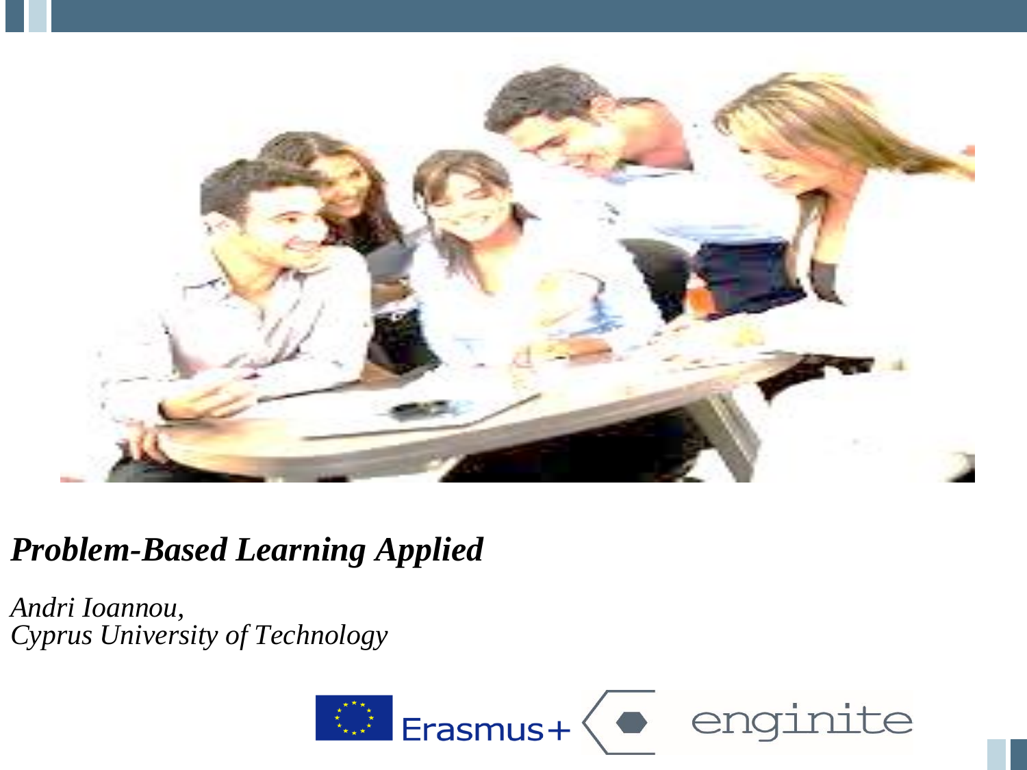# *Problem-Based Learning Applied*

*Andri Ioannou,*
*Cyprus University of Technology*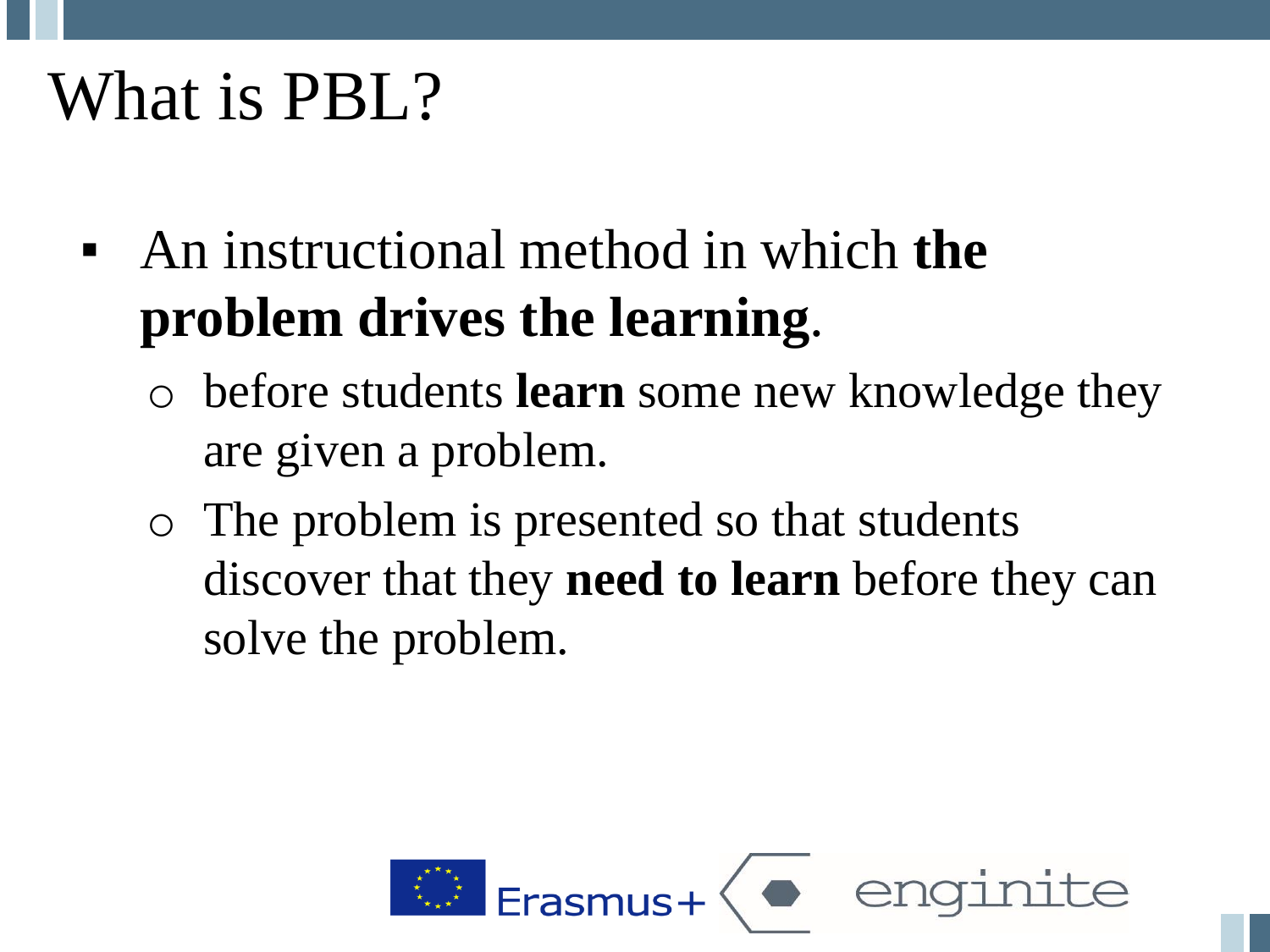# What is PBL?

- An instructional method in which **the problem drives the learning**.
  - before students **learn** some new knowledge they are given a problem.
  - The problem is presented so that students discover that they **need to learn** before they can solve the problem.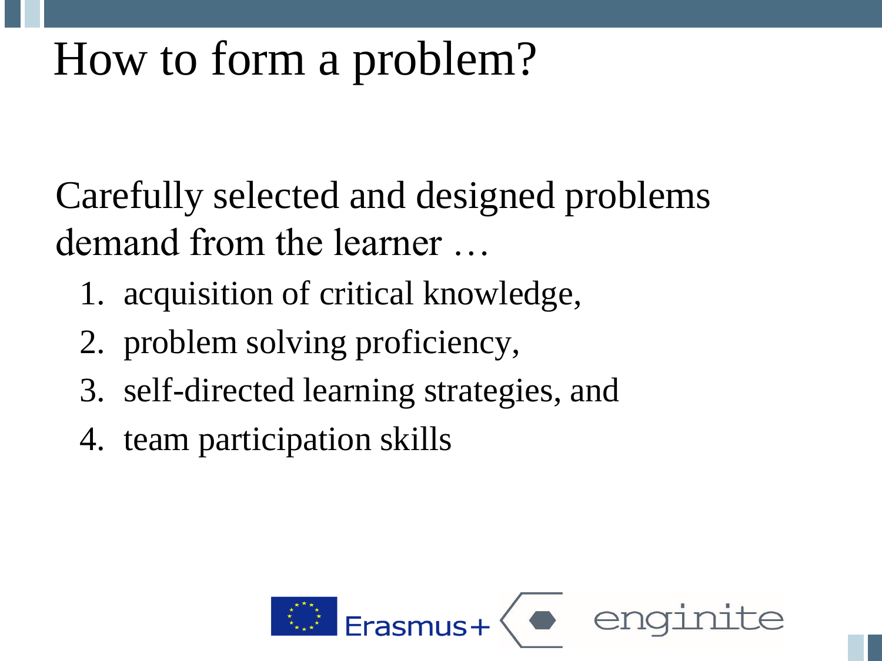# How to form a problem?

Carefully selected and designed problems demand from the learner …

1. acquisition of critical knowledge,
2. problem solving proficiency,
3. self-directed learning strategies, and
4. team participation skills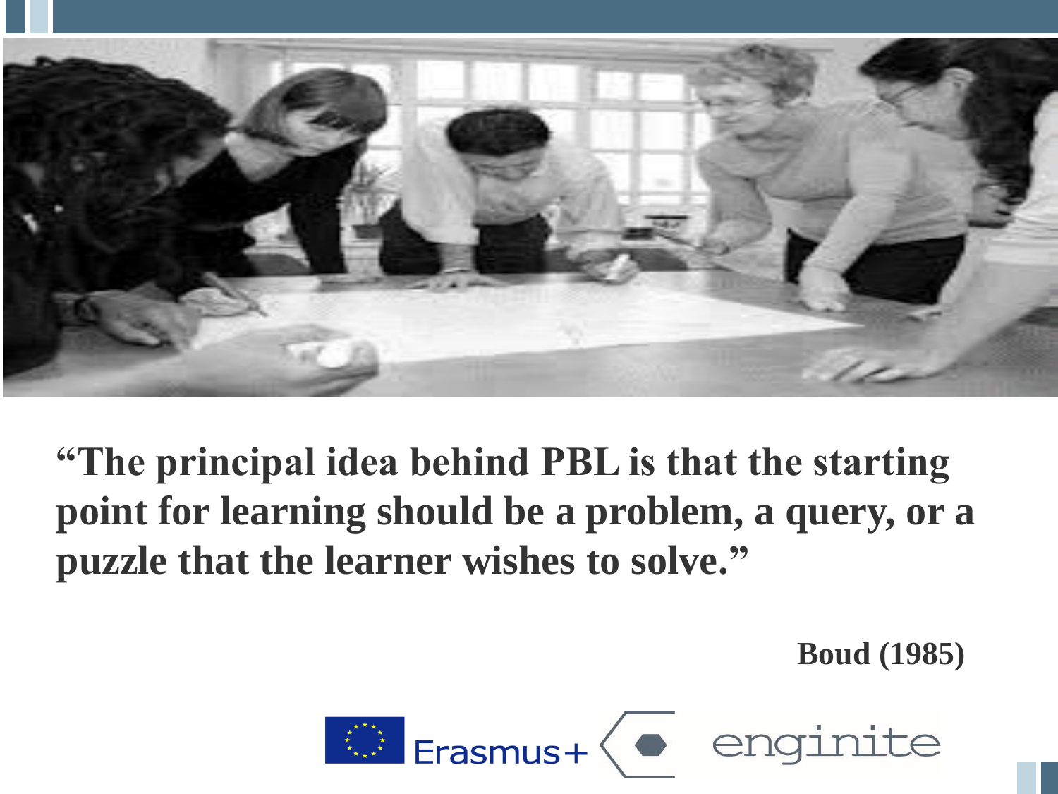**"The principal idea behind PBL is that the starting point for learning should be a problem, a query, or a puzzle that the learner wishes to solve."**

**Boud (1985)**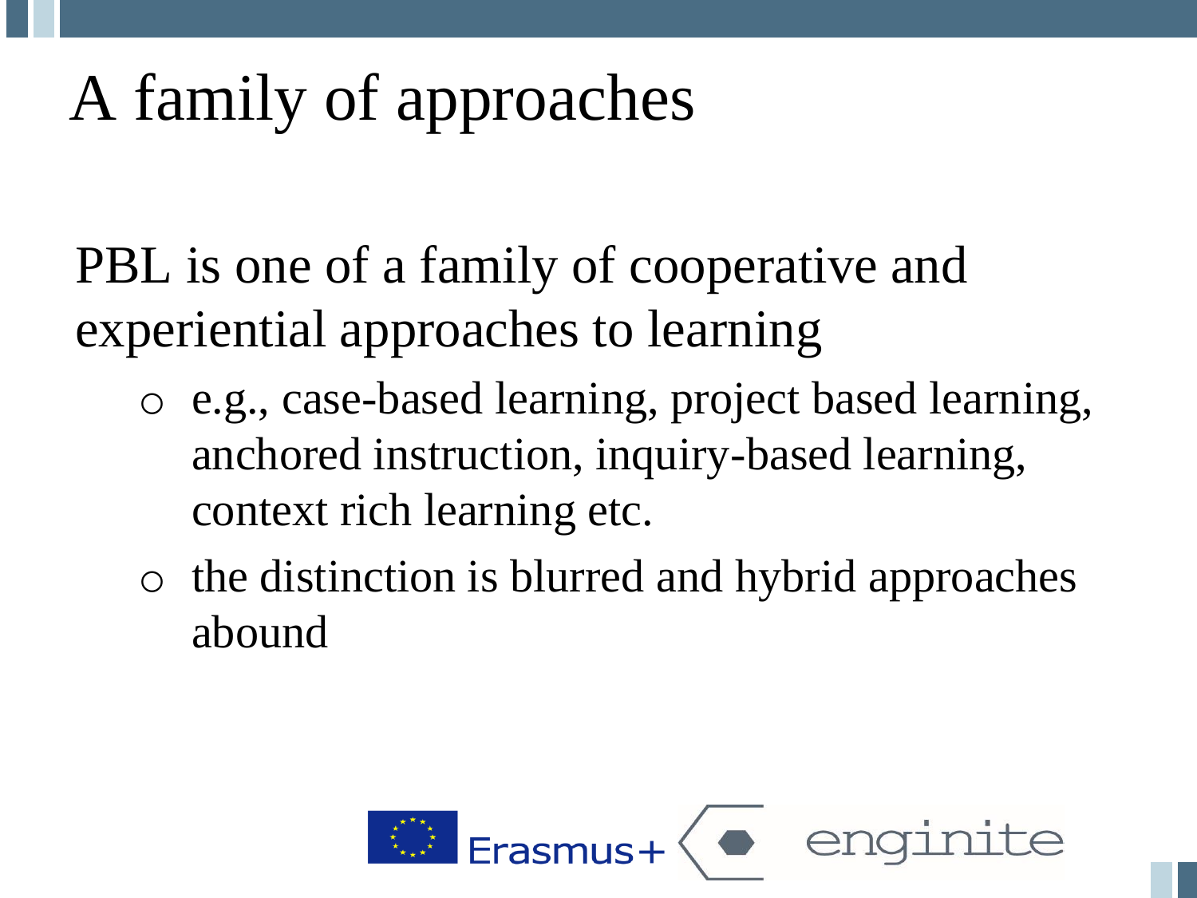# A family of approaches

PBL is one of a family of cooperative and experiential approaches to learning

- e.g., case-based learning, project based learning, anchored instruction, inquiry-based learning, context rich learning etc.
- the distinction is blurred and hybrid approaches abound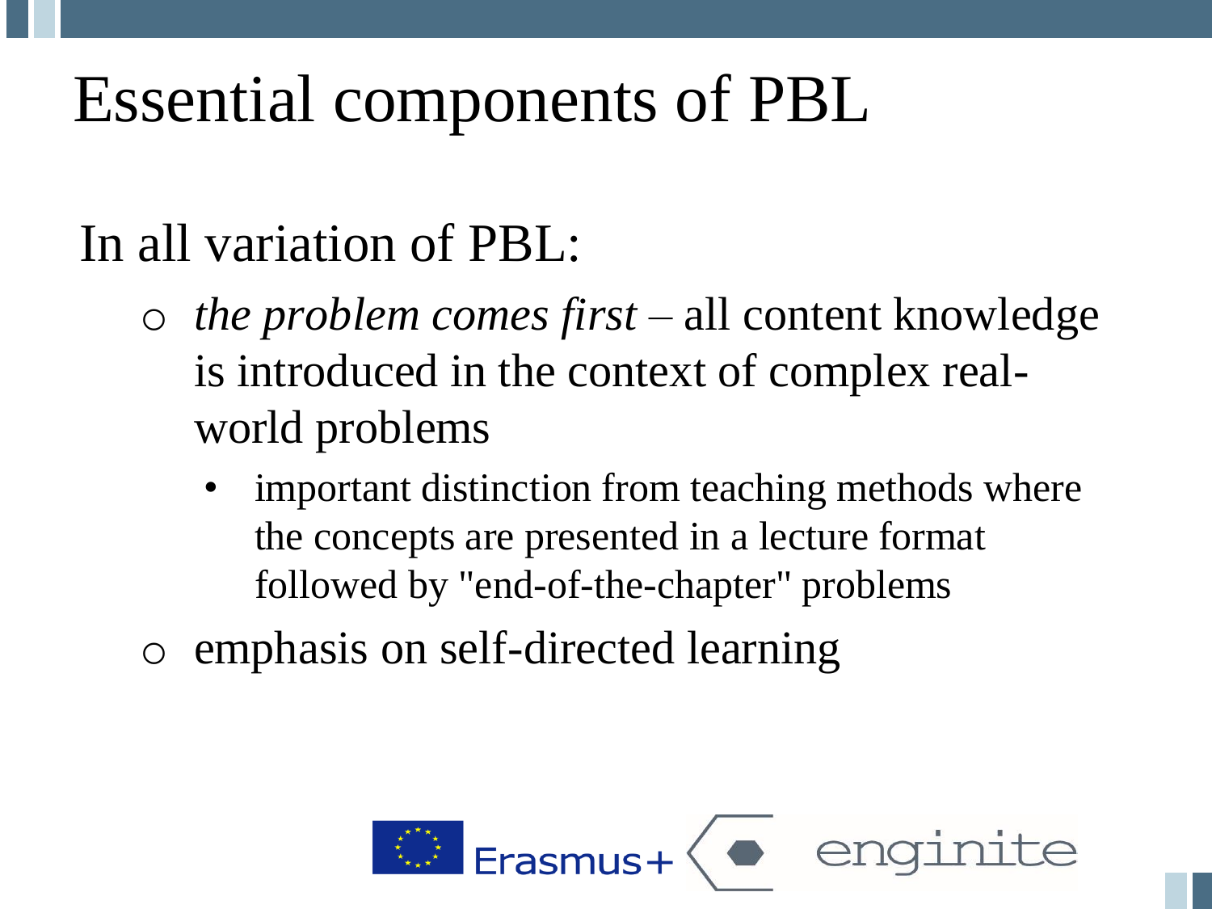# Essential components of PBL

In all variation of PBL:

- *the problem comes first* – all content knowledge is introduced in the context of complex real-world problems
  - important distinction from teaching methods where the concepts are presented in a lecture format followed by "end-of-the-chapter" problems
- emphasis on self-directed learning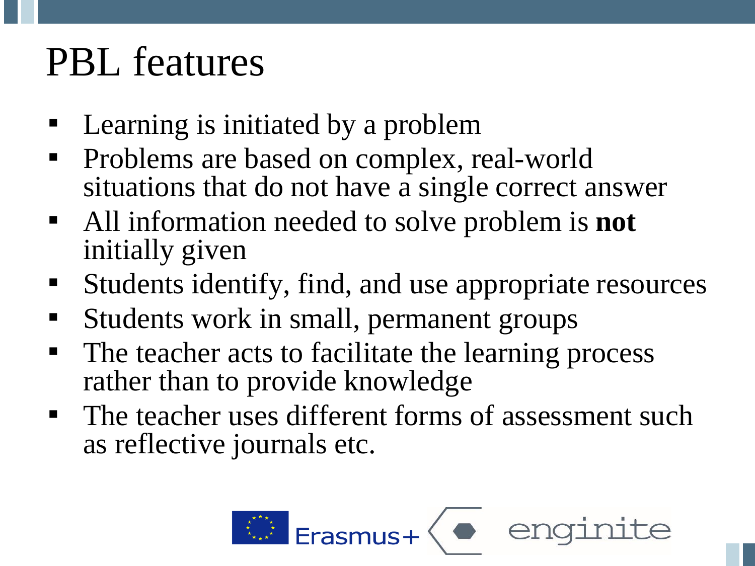# PBL features

- Learning is initiated by a problem
- Problems are based on complex, real-world situations that do not have a single correct answer
- All information needed to solve problem is **not** initially given
- Students identify, find, and use appropriate resources
- Students work in small, permanent groups
- The teacher acts to facilitate the learning process rather than to provide knowledge
- The teacher uses different forms of assessment such as reflective journals etc.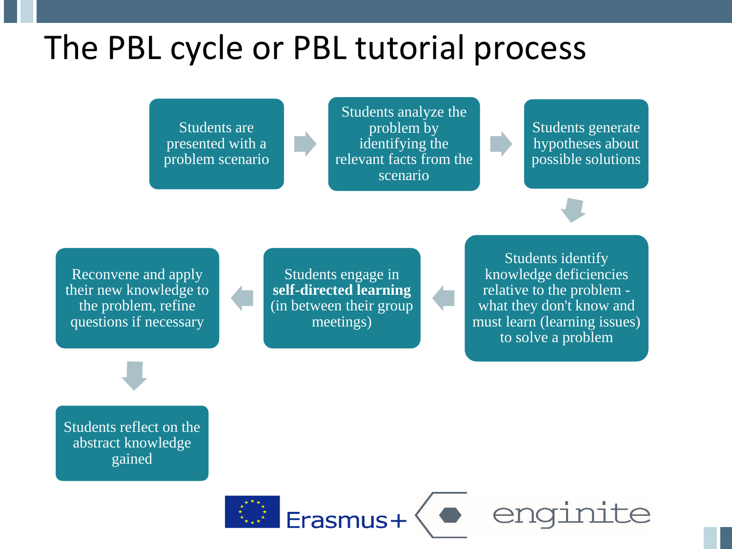# The PBL cycle or PBL tutorial process

1. Students are presented with a problem scenario
2. Students analyze the problem by identifying the relevant facts from the scenario
3. Students generate hypotheses about possible solutions
4. Students identify knowledge deficiencies relative to the problem - what they don't know and must learn (learning issues) to solve a problem
5. Students engage in **self-directed learning** (in between their group meetings)
6. Reconvene and apply their new knowledge to the problem, refine questions if necessary
7. Students reflect on the abstract knowledge gained

Erasmus+ enginite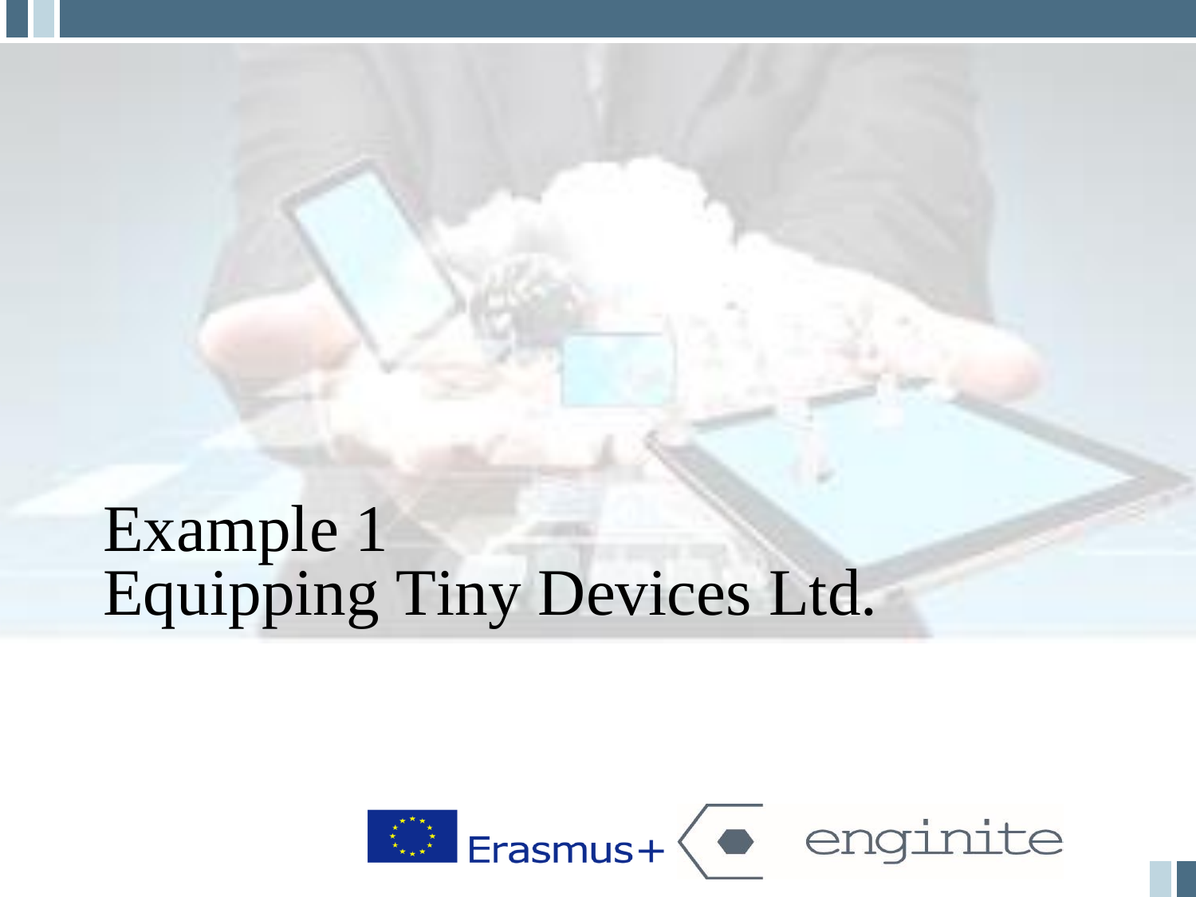# Example 1
# Equipping Tiny Devices Ltd.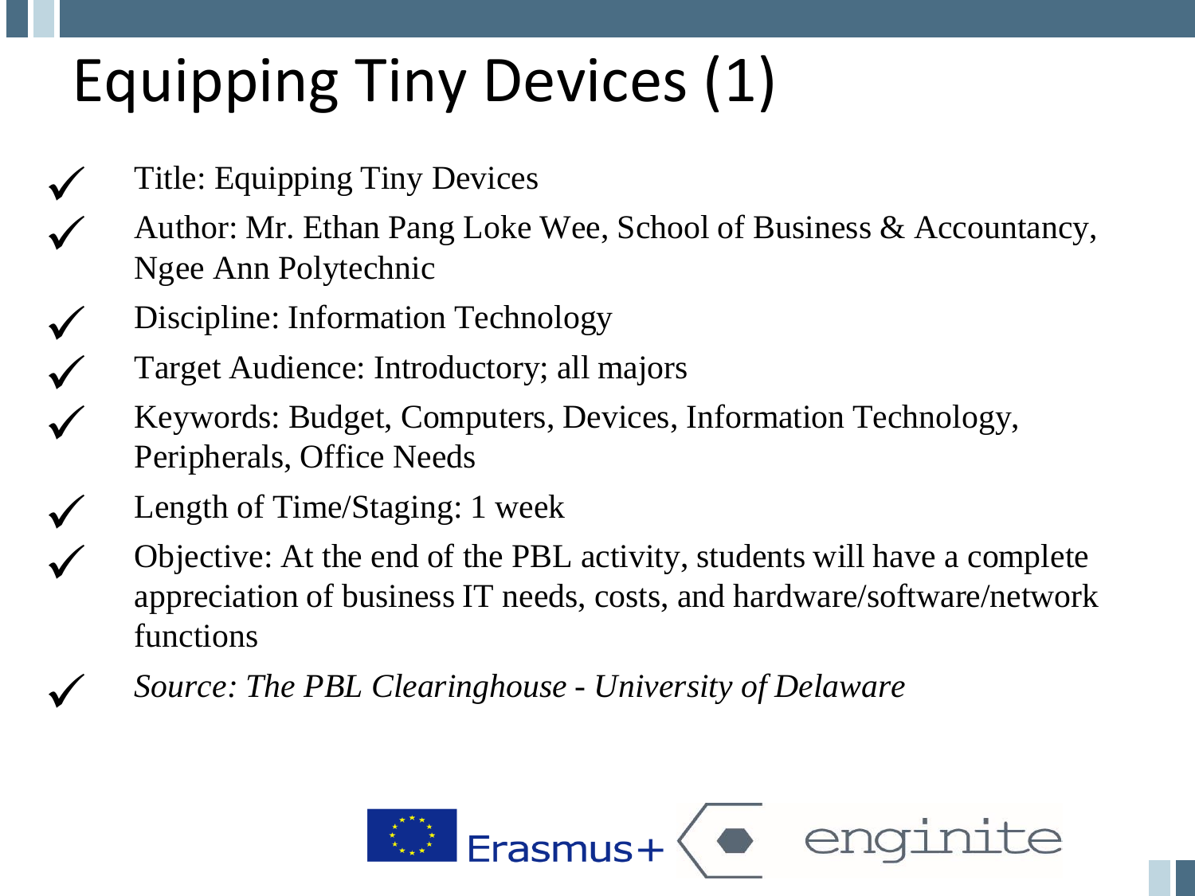# Equipping Tiny Devices (1)

- Title: Equipping Tiny Devices
- Author: Mr. Ethan Pang Loke Wee, School of Business & Accountancy, Ngee Ann Polytechnic
- Discipline: Information Technology
- Target Audience: Introductory; all majors
- Keywords: Budget, Computers, Devices, Information Technology, Peripherals, Office Needs
- Length of Time/Staging: 1 week
- Objective: At the end of the PBL activity, students will have a complete appreciation of business IT needs, costs, and hardware/software/network functions
- *Source: The PBL Clearinghouse - University of Delaware*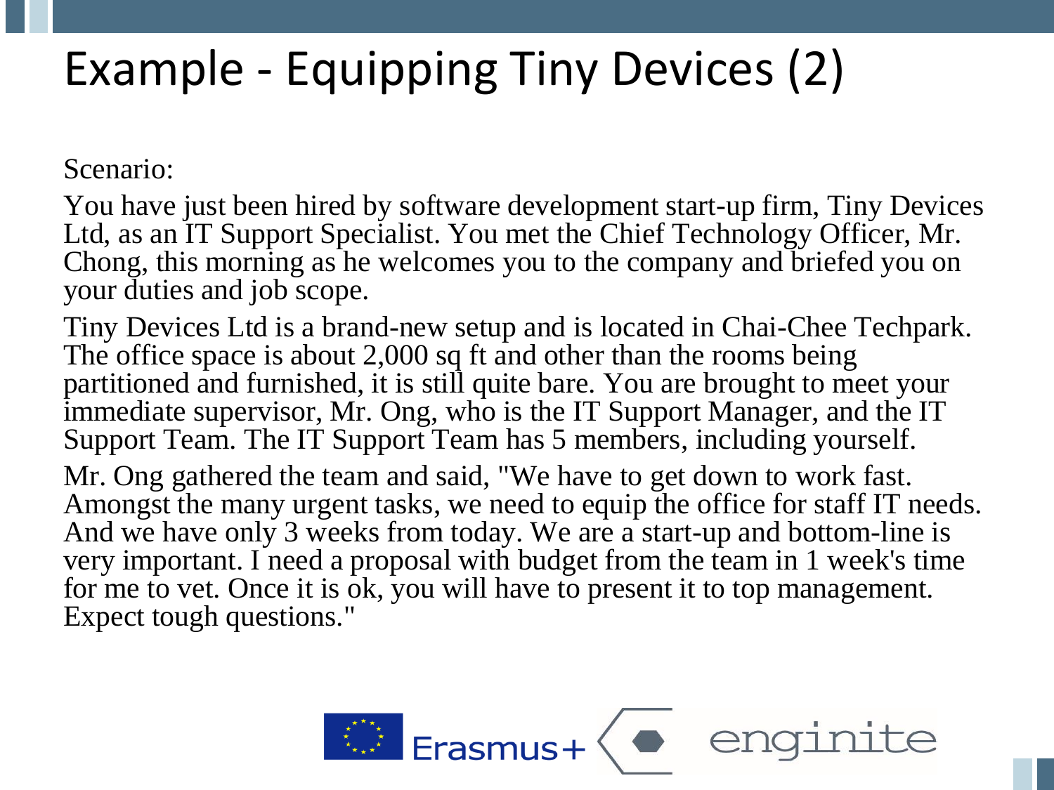# Example - Equipping Tiny Devices (2)

Scenario:

You have just been hired by software development start-up firm, Tiny Devices Ltd, as an IT Support Specialist. You met the Chief Technology Officer, Mr. Chong, this morning as he welcomes you to the company and briefed you on your duties and job scope.

Tiny Devices Ltd is a brand-new setup and is located in Chai-Chee Techpark. The office space is about 2,000 sq ft and other than the rooms being partitioned and furnished, it is still quite bare. You are brought to meet your immediate supervisor, Mr. Ong, who is the IT Support Manager, and the IT Support Team. The IT Support Team has 5 members, including yourself.

Mr. Ong gathered the team and said, "We have to get down to work fast. Amongst the many urgent tasks, we need to equip the office for staff IT needs. And we have only 3 weeks from today. We are a start-up and bottom-line is very important. I need a proposal with budget from the team in 1 week's time for me to vet. Once it is ok, you will have to present it to top management. Expect tough questions."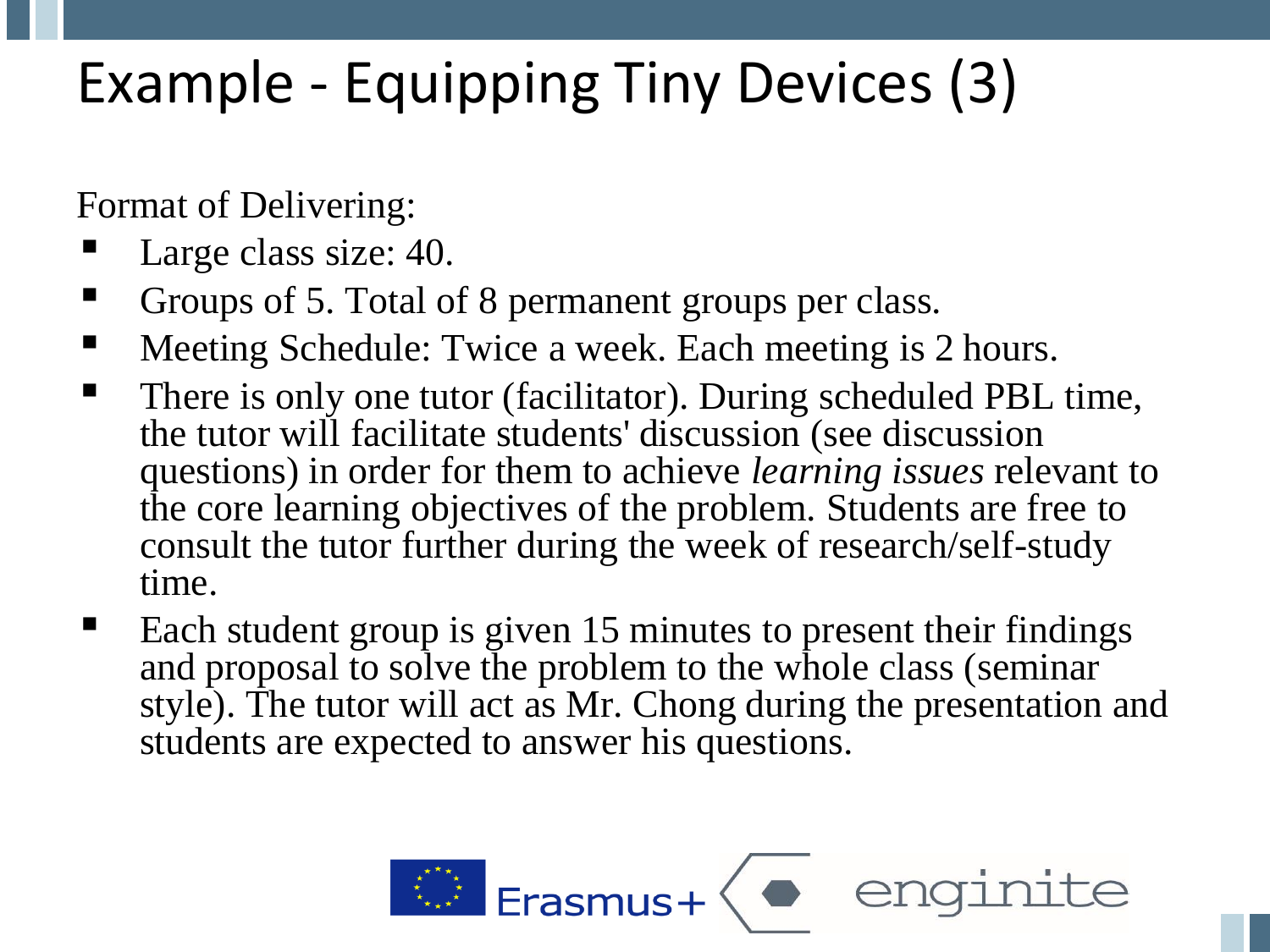# Example - Equipping Tiny Devices (3)

Format of Delivering:

- Large class size: 40.
- Groups of 5. Total of 8 permanent groups per class.
- Meeting Schedule: Twice a week. Each meeting is 2 hours.
- There is only one tutor (facilitator). During scheduled PBL time, the tutor will facilitate students' discussion (see discussion questions) in order for them to achieve *learning issues* relevant to the core learning objectives of the problem. Students are free to consult the tutor further during the week of research/self-study time.
- Each student group is given 15 minutes to present their findings and proposal to solve the problem to the whole class (seminar style). The tutor will act as Mr. Chong during the presentation and students are expected to answer his questions.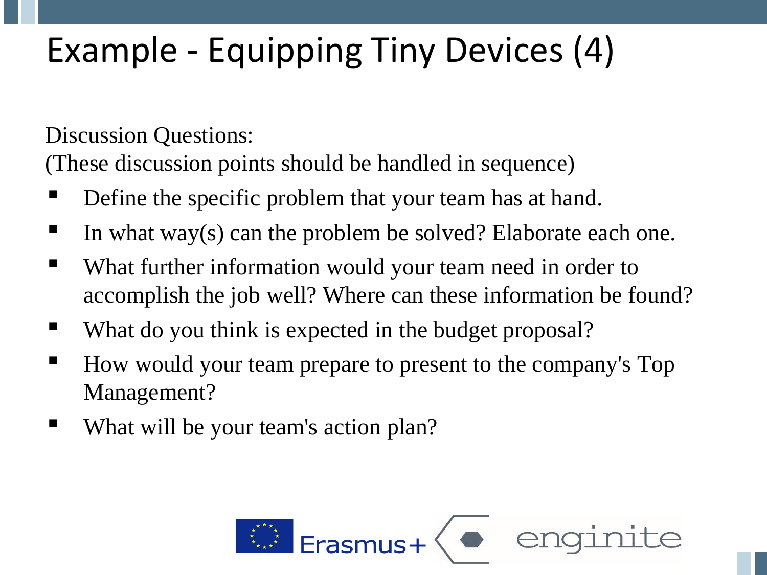# Example - Equipping Tiny Devices (4)

Discussion Questions:

(These discussion points should be handled in sequence)

- Define the specific problem that your team has at hand.
- In what way(s) can the problem be solved? Elaborate each one.
- What further information would your team need in order to accomplish the job well? Where can these information be found?
- What do you think is expected in the budget proposal?
- How would your team prepare to present to the company's Top Management?
- What will be your team's action plan?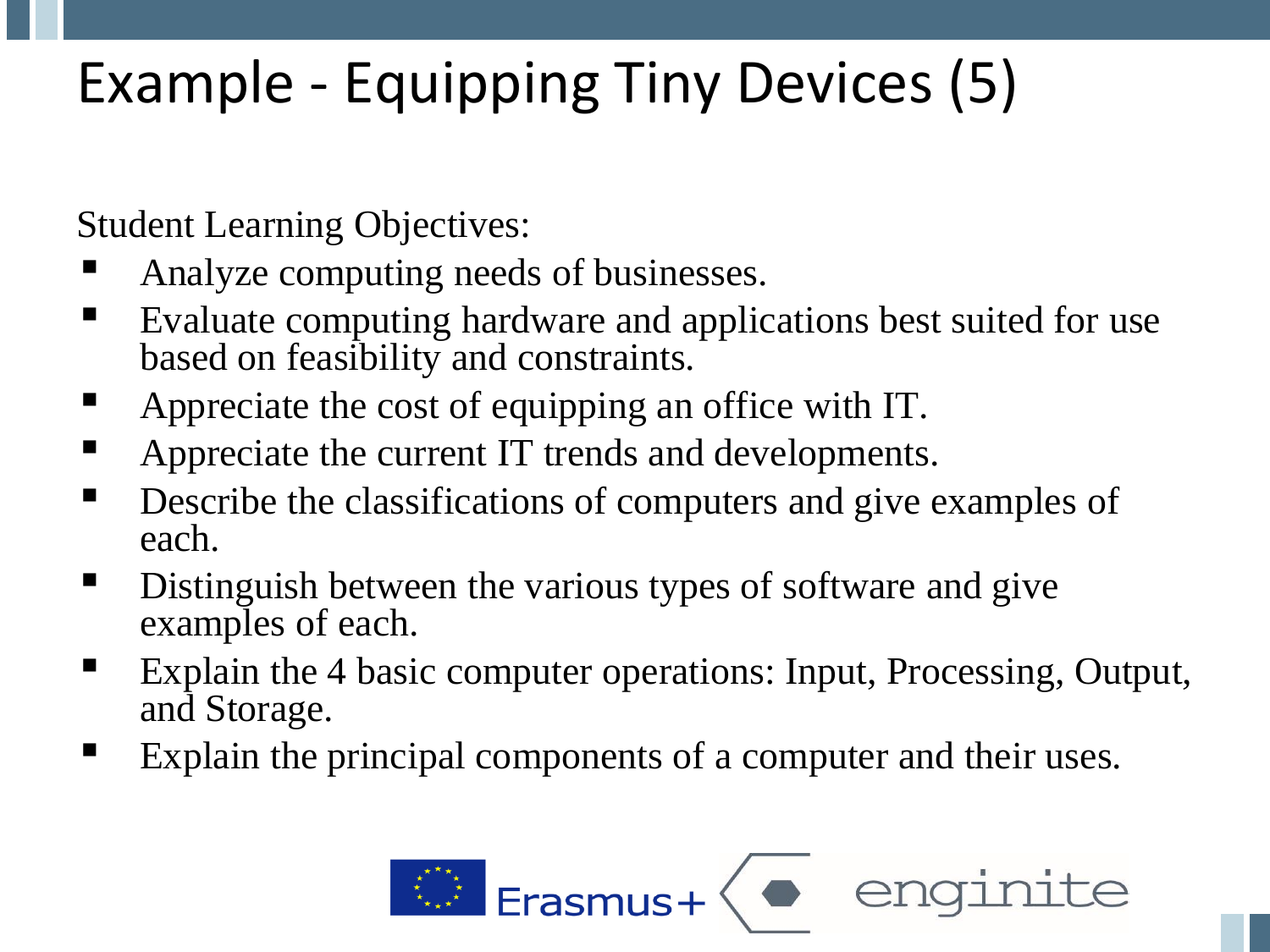# Example - Equipping Tiny Devices (5)

Student Learning Objectives:

- Analyze computing needs of businesses.
- Evaluate computing hardware and applications best suited for use based on feasibility and constraints.
- Appreciate the cost of equipping an office with IT.
- Appreciate the current IT trends and developments.
- Describe the classifications of computers and give examples of each.
- Distinguish between the various types of software and give examples of each.
- Explain the 4 basic computer operations: Input, Processing, Output, and Storage.
- Explain the principal components of a computer and their uses.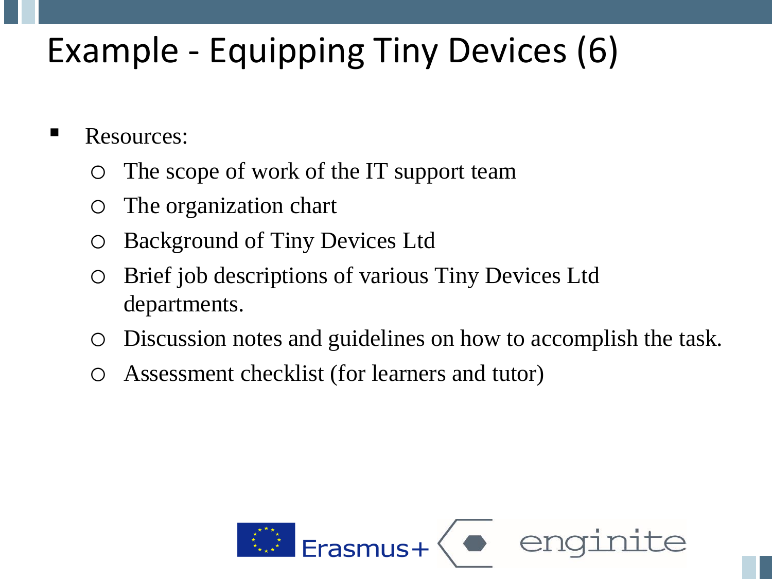# Example - Equipping Tiny Devices (6)

- Resources:
  - The scope of work of the IT support team
  - The organization chart
  - Background of Tiny Devices Ltd
  - Brief job descriptions of various Tiny Devices Ltd departments.
  - Discussion notes and guidelines on how to accomplish the task.
  - Assessment checklist (for learners and tutor)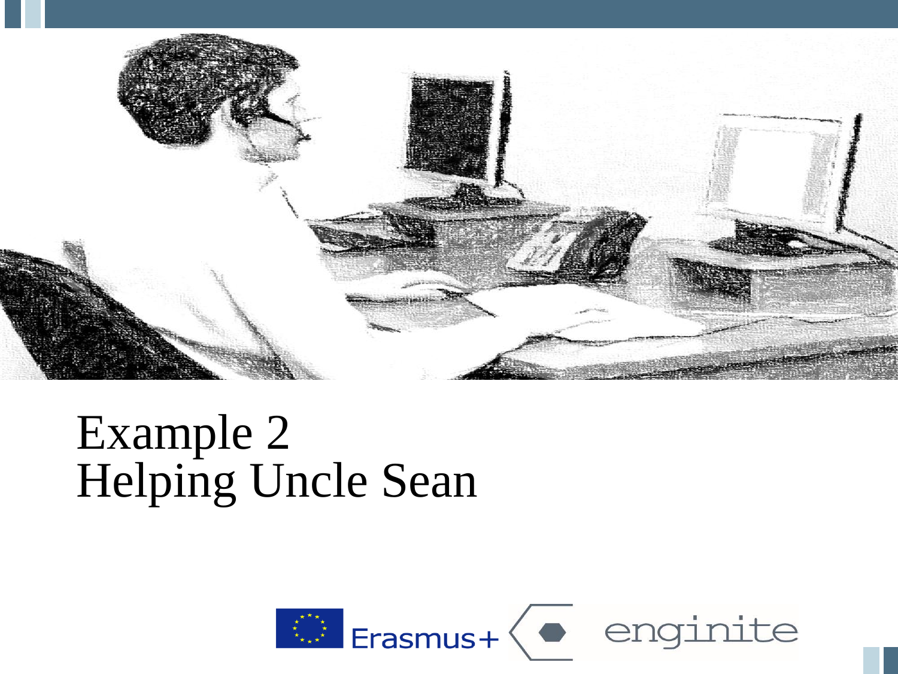# Example 2
# Helping Uncle Sean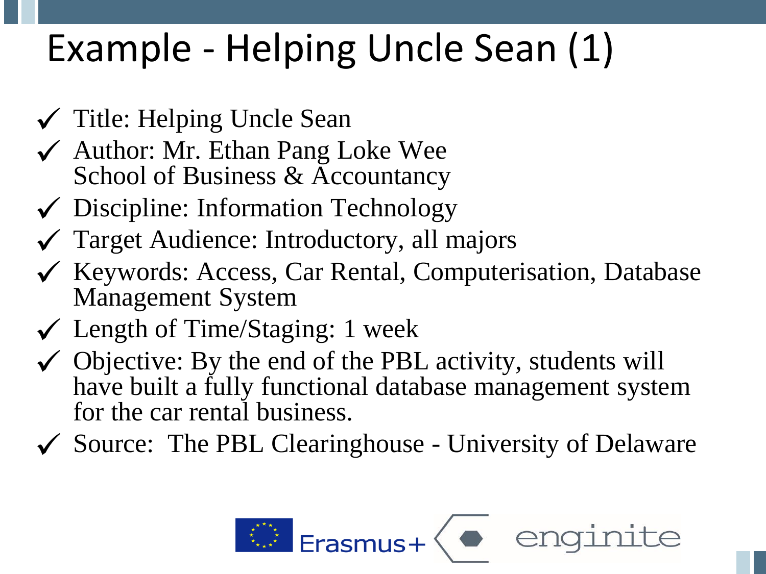# Example - Helping Uncle Sean (1)

- ✓ Title: Helping Uncle Sean
- ✓ Author: Mr. Ethan Pang Loke Wee
  School of Business & Accountancy
- ✓ Discipline: Information Technology
- ✓ Target Audience: Introductory, all majors
- ✓ Keywords: Access, Car Rental, Computerisation, Database Management System
- ✓ Length of Time/Staging: 1 week
- ✓ Objective: By the end of the PBL activity, students will have built a fully functional database management system for the car rental business.
- ✓ Source: The PBL Clearinghouse - University of Delaware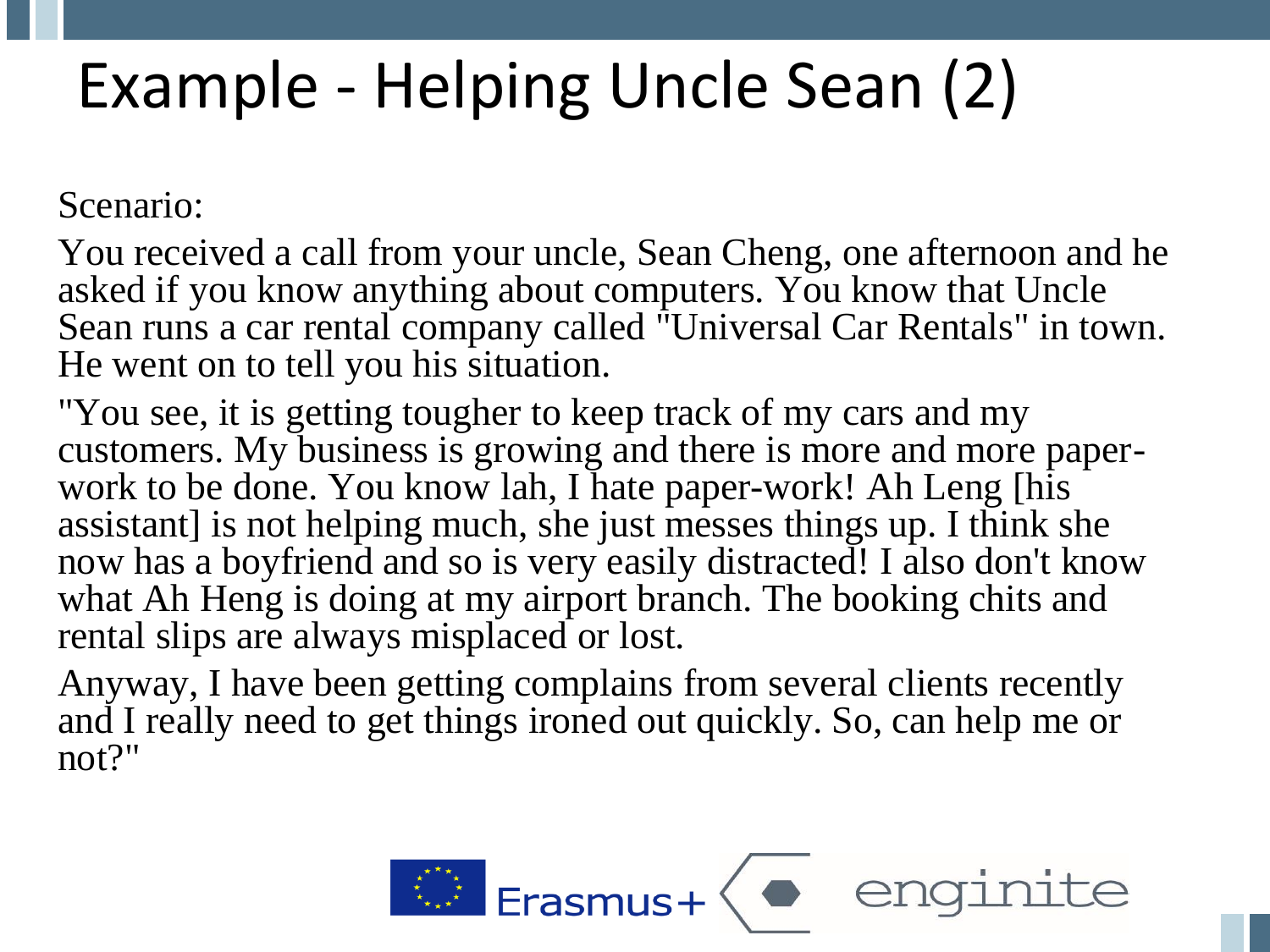# Example - Helping Uncle Sean (2)

Scenario:

You received a call from your uncle, Sean Cheng, one afternoon and he asked if you know anything about computers. You know that Uncle Sean runs a car rental company called "Universal Car Rentals" in town. He went on to tell you his situation.

"You see, it is getting tougher to keep track of my cars and my customers. My business is growing and there is more and more paper-work to be done. You know lah, I hate paper-work! Ah Leng [his assistant] is not helping much, she just messes things up. I think she now has a boyfriend and so is very easily distracted! I also don't know what Ah Heng is doing at my airport branch. The booking chits and rental slips are always misplaced or lost.

Anyway, I have been getting complains from several clients recently and I really need to get things ironed out quickly. So, can help me or not?"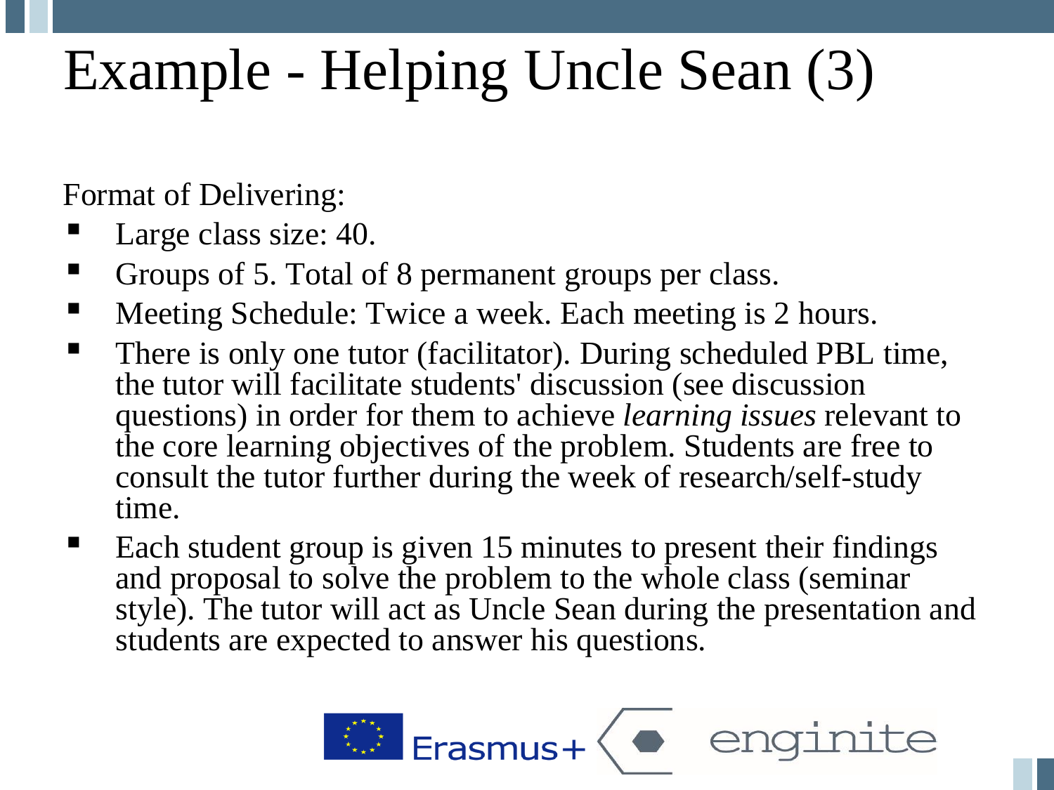# Example - Helping Uncle Sean (3)

Format of Delivering:

- Large class size: 40.
- Groups of 5. Total of 8 permanent groups per class.
- Meeting Schedule: Twice a week. Each meeting is 2 hours.
- There is only one tutor (facilitator). During scheduled PBL time, the tutor will facilitate students' discussion (see discussion questions) in order for them to achieve *learning issues* relevant to the core learning objectives of the problem. Students are free to consult the tutor further during the week of research/self-study time.
- Each student group is given 15 minutes to present their findings and proposal to solve the problem to the whole class (seminar style). The tutor will act as Uncle Sean during the presentation and students are expected to answer his questions.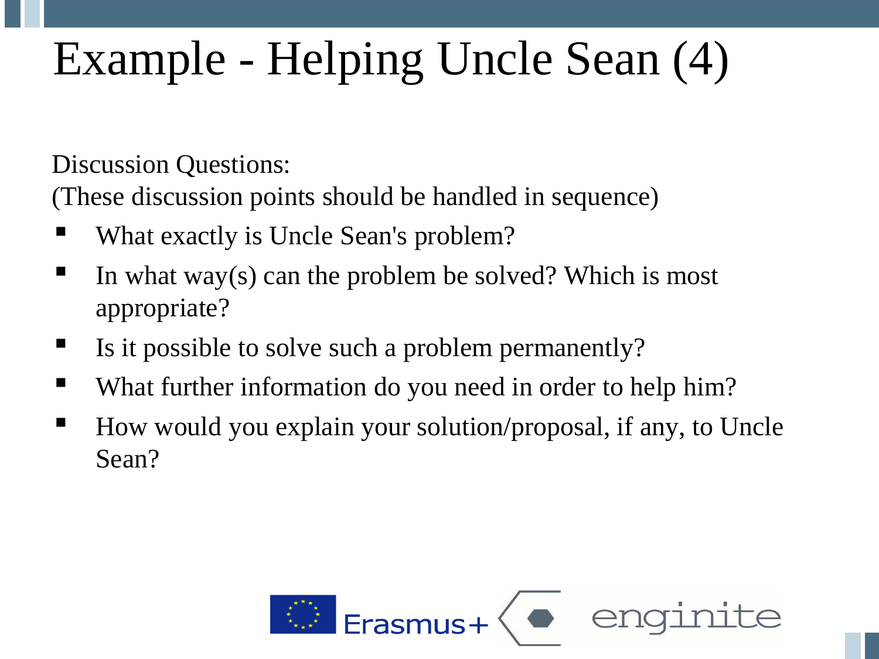# Example - Helping Uncle Sean (4)

Discussion Questions:
(These discussion points should be handled in sequence)

- What exactly is Uncle Sean's problem?
- In what way(s) can the problem be solved? Which is most appropriate?
- Is it possible to solve such a problem permanently?
- What further information do you need in order to help him?
- How would you explain your solution/proposal, if any, to Uncle Sean?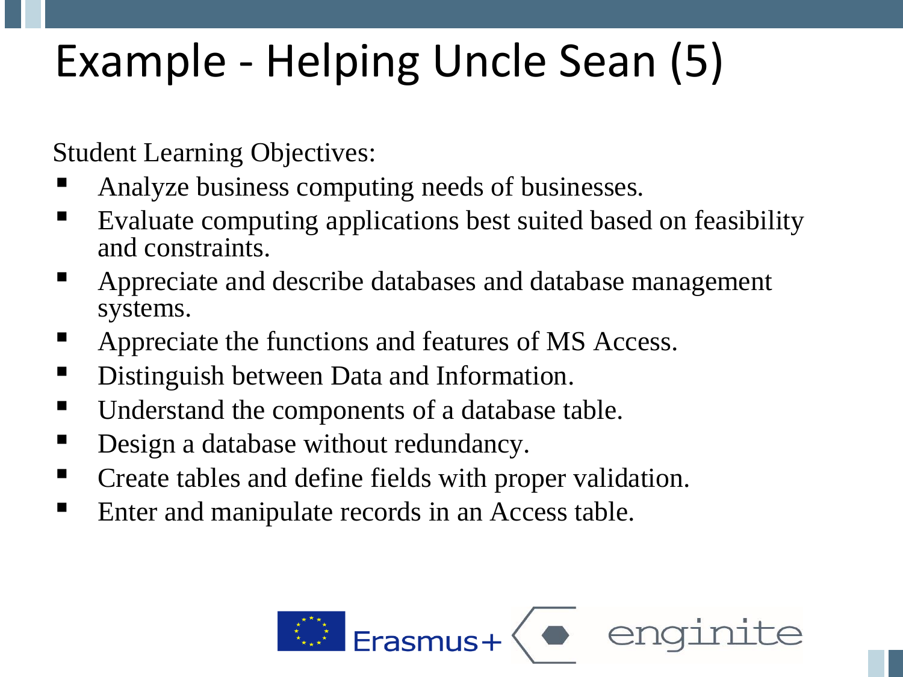# Example - Helping Uncle Sean (5)

Student Learning Objectives:

- Analyze business computing needs of businesses.
- Evaluate computing applications best suited based on feasibility and constraints.
- Appreciate and describe databases and database management systems.
- Appreciate the functions and features of MS Access.
- Distinguish between Data and Information.
- Understand the components of a database table.
- Design a database without redundancy.
- Create tables and define fields with proper validation.
- Enter and manipulate records in an Access table.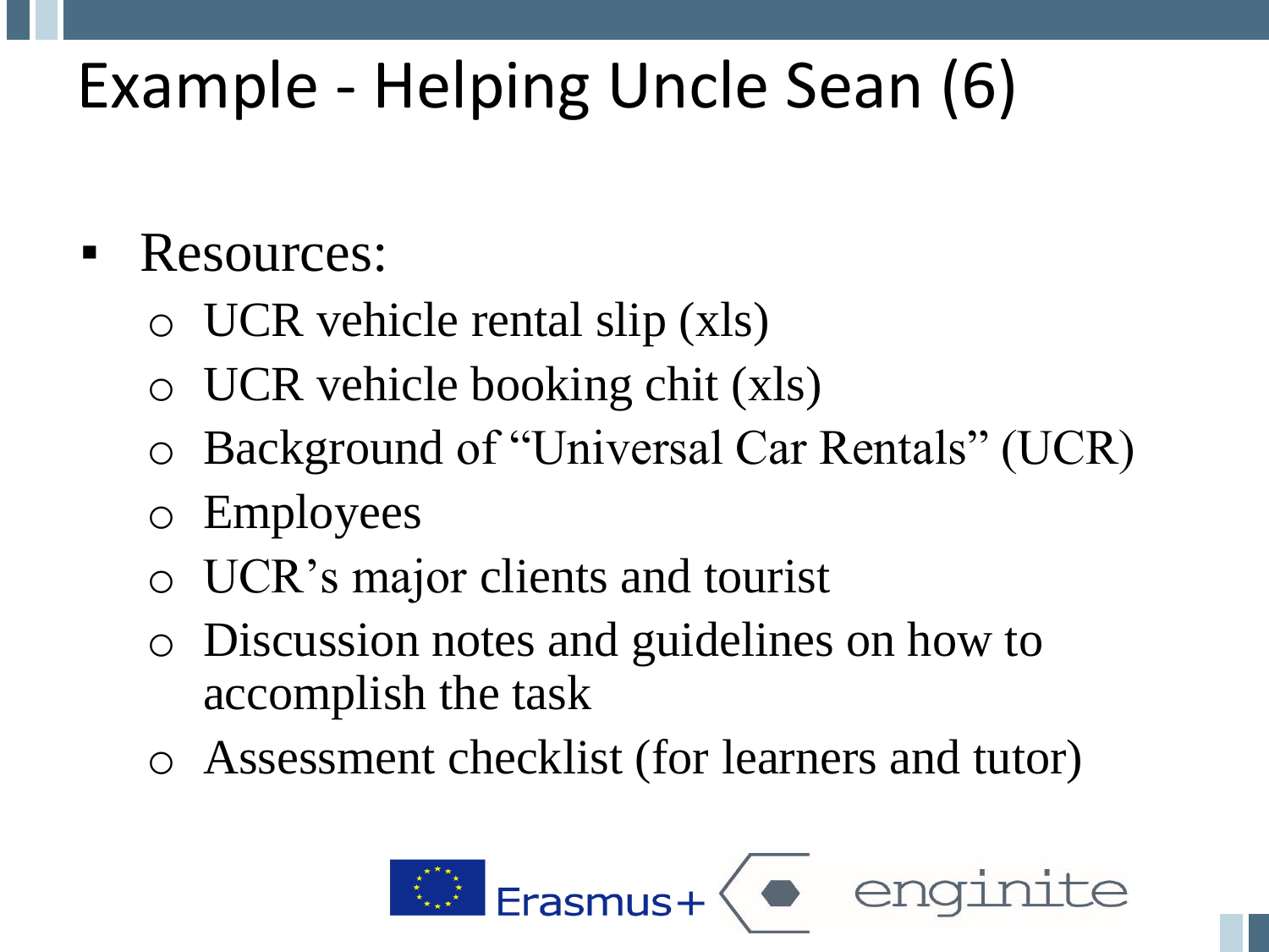# Example - Helping Uncle Sean (6)

- Resources:
  - UCR vehicle rental slip (xls)
  - UCR vehicle booking chit (xls)
  - Background of "Universal Car Rentals" (UCR)
  - Employees
  - UCR's major clients and tourist
  - Discussion notes and guidelines on how to accomplish the task
  - Assessment checklist (for learners and tutor)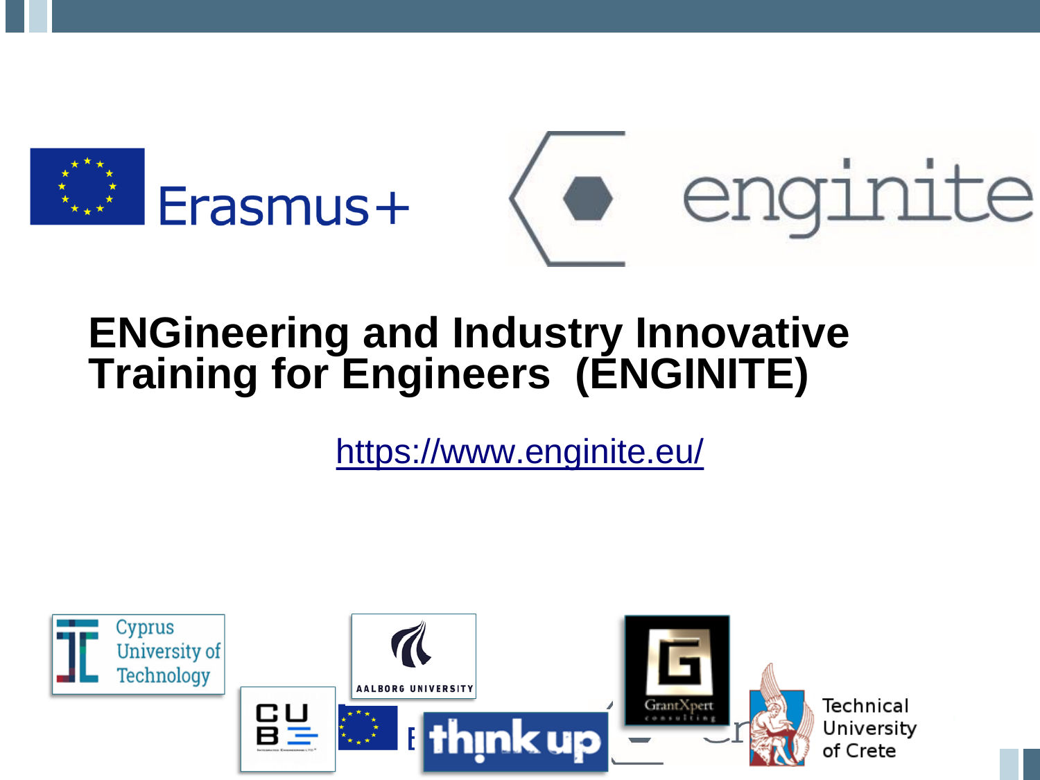Erasmus+

enginite

# ENGineering and Industry Innovative Training for Engineers (ENGINITE)

https://www.enginite.eu/

Cyprus University of Technology

AALBORG UNIVERSITY

GrantXpert consulting

think up

Technical University of Crete